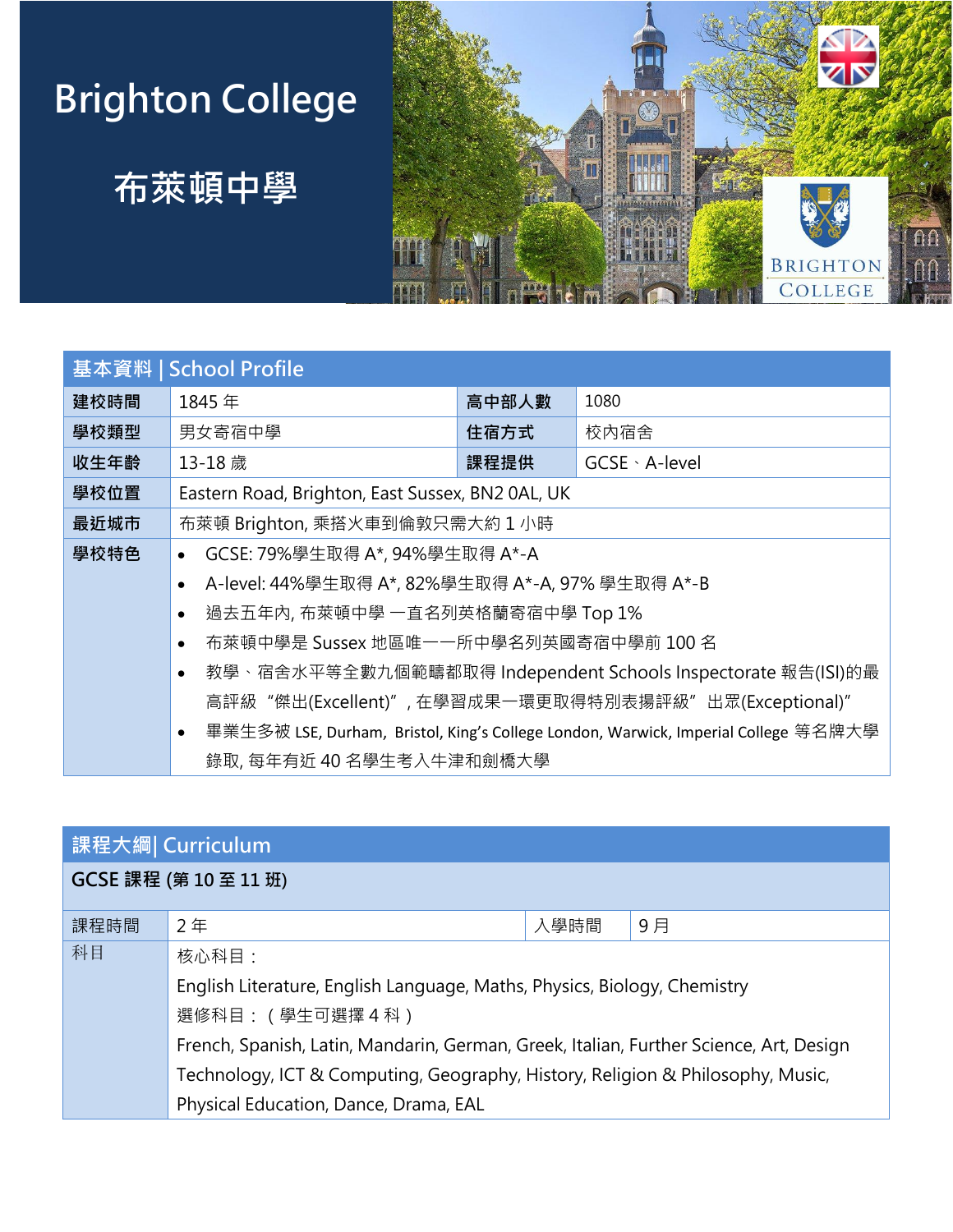# Brighton College

# 布萊頓中學

| 基本資料 \| School Profile | | | |
|---|---|---|---|
| **建校時間** | 1845 年 | **高中部人數** | 1080 |
| **學校類型** | 男女寄宿中學 | **住宿方式** | 校內宿舍 |
| **收生年齡** | 13-18 歲 | **課程提供** | GCSE、A-level |
| **學校位置** | Eastern Road, Brighton, East Sussex, BN2 0AL, UK | | |
| **最近城市** | 布萊頓 Brighton, 乘搭火車到倫敦只需大約 1 小時 | | |
| **學校特色** | • GCSE: 79%學生取得 A*, 94%學生取得 A*-A<br>• A-level: 44%學生取得 A*, 82%學生取得 A*-A, 97% 學生取得 A*-B<br>• 過去五年內, 布萊頓中學 一直名列英格蘭寄宿中學 Top 1%<br>• 布萊頓中學是 Sussex 地區唯一一所中學名列英國寄宿中學前 100 名<br>• 教學、宿舍水平等全數九個範疇都取得 Independent Schools Inspectorate 報告(ISI)的最高評級 "傑出(Excellent)", 在學習成果一環更取得特別表揚評級" 出眾(Exceptional)"<br>• 畢業生多被 LSE, Durham, Bristol, King's College London, Warwick, Imperial College 等名牌大學錄取, 每年有近 40 名學生考入牛津和劍橋大學 | | |

| 課程大綱\| Curriculum | | | |
|---|---|---|---|
| **GCSE 課程 (第 10 至 11 班)** | | | |
| 課程時間 | 2 年 | 入學時間 | 9 月 |
| 科目 | 核心科目：<br>English Literature, English Language, Maths, Physics, Biology, Chemistry<br>選修科目：（學生可選擇 4 科）<br>French, Spanish, Latin, Mandarin, German, Greek, Italian, Further Science, Art, Design Technology, ICT & Computing, Geography, History, Religion & Philosophy, Music, Physical Education, Dance, Drama, EAL | | |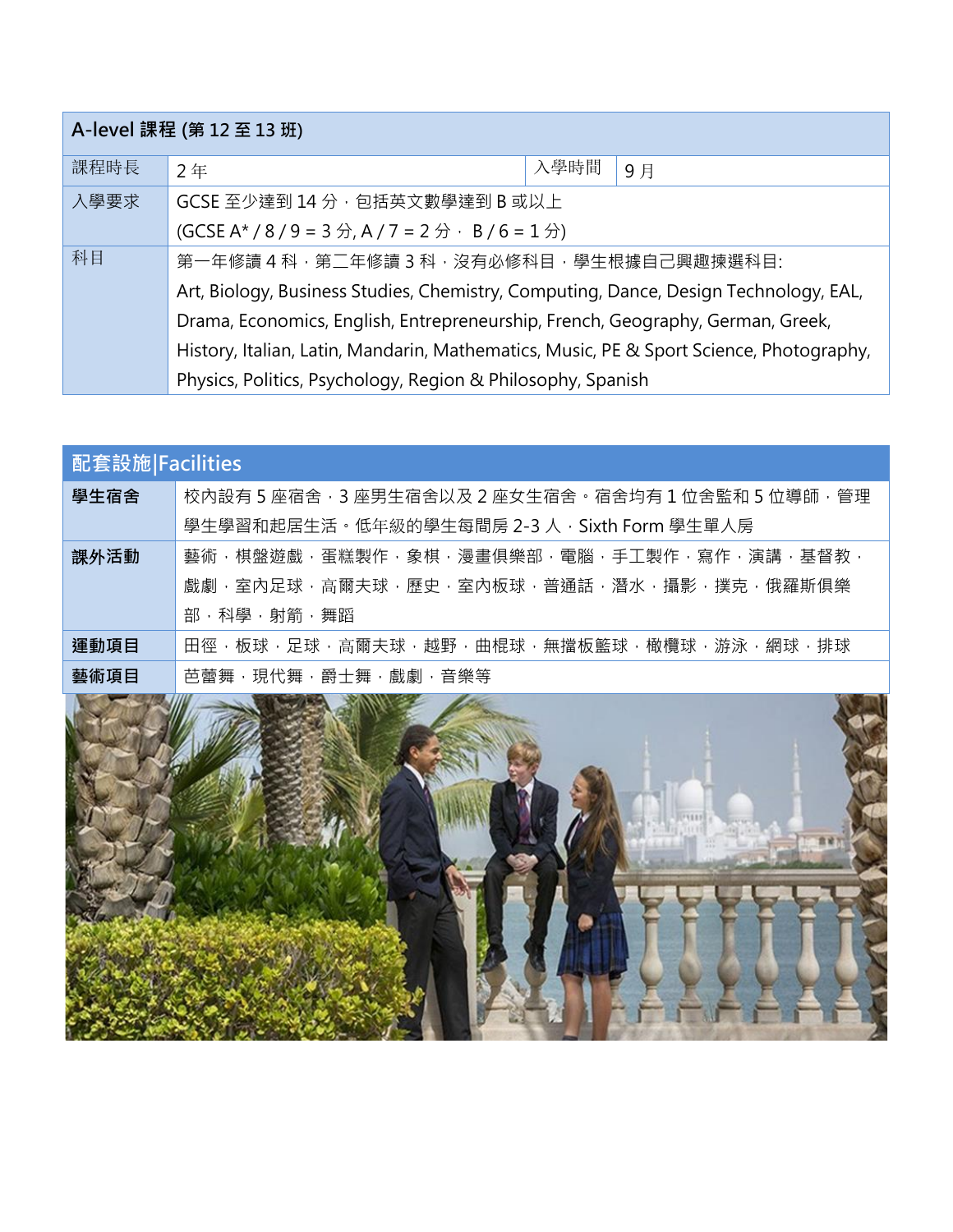| A-level 課程 (第 12 至 13 班) | | | |
|---|---|---|---|
| 課程時長 | 2 年 | 入學時間 | 9 月 |
| 入學要求 | GCSE 至少達到 14 分，包括英文數學達到 B 或以上<br>(GCSE A* / 8 / 9 = 3 分, A / 7 = 2 分， B / 6 = 1 分) | | |
| 科目 | 第一年修讀 4 科，第二年修讀 3 科，沒有必修科目，學生根據自己興趣揀選科目:<br>Art, Biology, Business Studies, Chemistry, Computing, Dance, Design Technology, EAL, Drama, Economics, English, Entrepreneurship, French, Geography, German, Greek, History, Italian, Latin, Mandarin, Mathematics, Music, PE & Sport Science, Photography, Physics, Politics, Psychology, Region & Philosophy, Spanish | | |

| 配套設施\|Facilities | |
|---|---|
| **學生宿舍** | 校內設有 5 座宿舍，3 座男生宿舍以及 2 座女生宿舍。宿舍均有 1 位舍監和 5 位導師，管理學生學習和起居生活。低年級的學生每間房 2-3 人，Sixth Form 學生單人房 |
| **課外活動** | 藝術，棋盤遊戲，蛋糕製作，象棋，漫畫俱樂部，電腦，手工製作，寫作，演講，基督教，戲劇，室內足球，高爾夫球，歷史，室內板球，普通話，潛水，攝影，撲克，俄羅斯俱樂部，科學，射箭，舞蹈 |
| **運動項目** | 田徑，板球，足球，高爾夫球，越野，曲棍球，無擋板籃球，橄欖球，游泳，網球，排球 |
| **藝術項目** | 芭蕾舞，現代舞，爵士舞，戲劇，音樂等 |